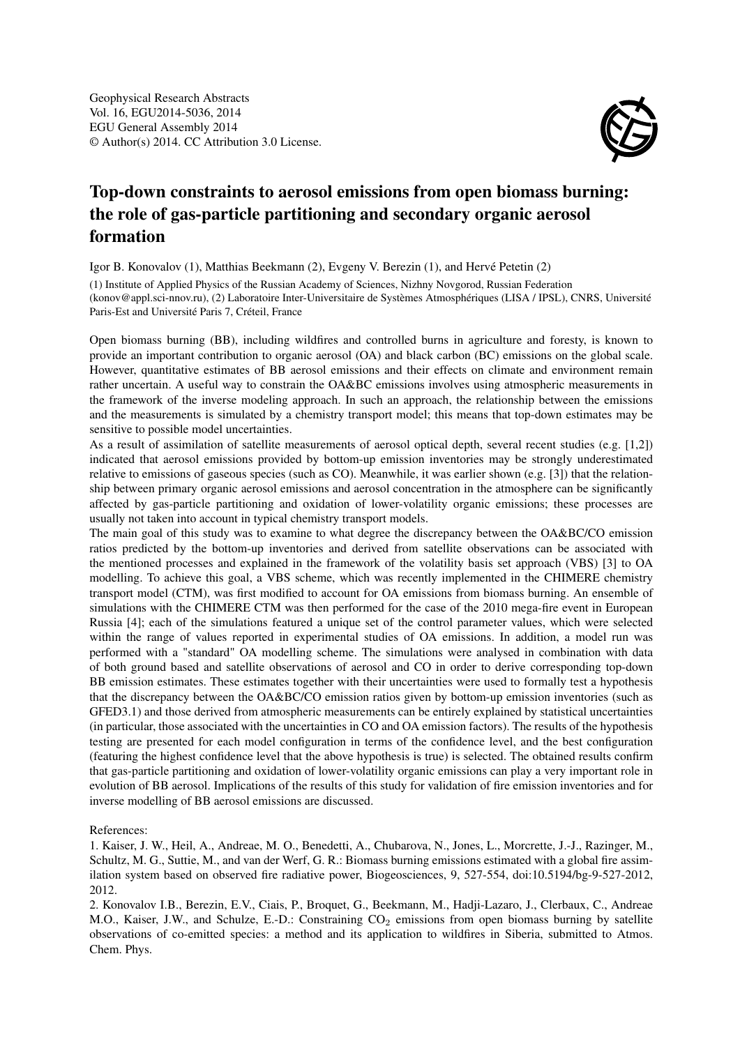Geophysical Research Abstracts
Vol. 16, EGU2014-5036, 2014
EGU General Assembly 2014
© Author(s) 2014. CC Attribution 3.0 License.

# Top-down constraints to aerosol emissions from open biomass burning: the role of gas-particle partitioning and secondary organic aerosol formation

Igor B. Konovalov (1), Matthias Beekmann (2), Evgeny V. Berezin (1), and Hervé Petetin (2)

(1) Institute of Applied Physics of the Russian Academy of Sciences, Nizhny Novgorod, Russian Federation (konov@appl.sci-nnov.ru), (2) Laboratoire Inter-Universitaire de Systèmes Atmosphériques (LISA / IPSL), CNRS, Université Paris-Est and Université Paris 7, Créteil, France

Open biomass burning (BB), including wildfires and controlled burns in agriculture and foresty, is known to provide an important contribution to organic aerosol (OA) and black carbon (BC) emissions on the global scale. However, quantitative estimates of BB aerosol emissions and their effects on climate and environment remain rather uncertain. A useful way to constrain the OA&BC emissions involves using atmospheric measurements in the framework of the inverse modeling approach. In such an approach, the relationship between the emissions and the measurements is simulated by a chemistry transport model; this means that top-down estimates may be sensitive to possible model uncertainties.

As a result of assimilation of satellite measurements of aerosol optical depth, several recent studies (e.g. [1,2]) indicated that aerosol emissions provided by bottom-up emission inventories may be strongly underestimated relative to emissions of gaseous species (such as CO). Meanwhile, it was earlier shown (e.g. [3]) that the relationship between primary organic aerosol emissions and aerosol concentration in the atmosphere can be significantly affected by gas-particle partitioning and oxidation of lower-volatility organic emissions; these processes are usually not taken into account in typical chemistry transport models.

The main goal of this study was to examine to what degree the discrepancy between the OA&BC/CO emission ratios predicted by the bottom-up inventories and derived from satellite observations can be associated with the mentioned processes and explained in the framework of the volatility basis set approach (VBS) [3] to OA modelling. To achieve this goal, a VBS scheme, which was recently implemented in the CHIMERE chemistry transport model (CTM), was first modified to account for OA emissions from biomass burning. An ensemble of simulations with the CHIMERE CTM was then performed for the case of the 2010 mega-fire event in European Russia [4]; each of the simulations featured a unique set of the control parameter values, which were selected within the range of values reported in experimental studies of OA emissions. In addition, a model run was performed with a "standard" OA modelling scheme. The simulations were analysed in combination with data of both ground based and satellite observations of aerosol and CO in order to derive corresponding top-down BB emission estimates. These estimates together with their uncertainties were used to formally test a hypothesis that the discrepancy between the OA&BC/CO emission ratios given by bottom-up emission inventories (such as GFED3.1) and those derived from atmospheric measurements can be entirely explained by statistical uncertainties (in particular, those associated with the uncertainties in CO and OA emission factors). The results of the hypothesis testing are presented for each model configuration in terms of the confidence level, and the best configuration (featuring the highest confidence level that the above hypothesis is true) is selected. The obtained results confirm that gas-particle partitioning and oxidation of lower-volatility organic emissions can play a very important role in evolution of BB aerosol. Implications of the results of this study for validation of fire emission inventories and for inverse modelling of BB aerosol emissions are discussed.

References:

1. Kaiser, J. W., Heil, A., Andreae, M. O., Benedetti, A., Chubarova, N., Jones, L., Morcrette, J.-J., Razinger, M., Schultz, M. G., Suttie, M., and van der Werf, G. R.: Biomass burning emissions estimated with a global fire assimilation system based on observed fire radiative power, Biogeosciences, 9, 527-554, doi:10.5194/bg-9-527-2012, 2012.
2. Konovalov I.B., Berezin, E.V., Ciais, P., Broquet, G., Beekmann, M., Hadji-Lazaro, J., Clerbaux, C., Andreae M.O., Kaiser, J.W., and Schulze, E.-D.: Constraining $CO_2$ emissions from open biomass burning by satellite observations of co-emitted species: a method and its application to wildfires in Siberia, submitted to Atmos. Chem. Phys.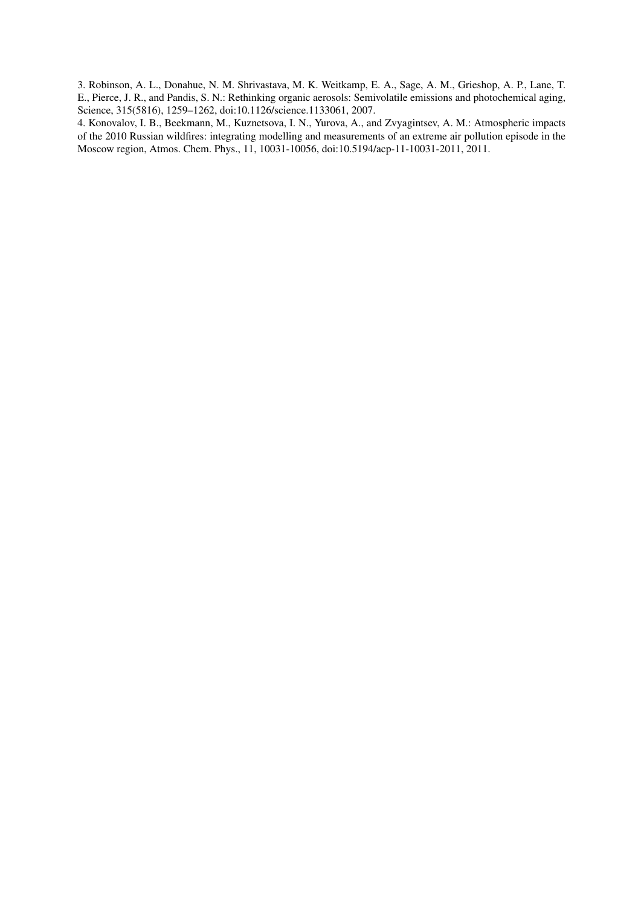3. Robinson, A. L., Donahue, N. M. Shrivastava, M. K. Weitkamp, E. A., Sage, A. M., Grieshop, A. P., Lane, T. E., Pierce, J. R., and Pandis, S. N.: Rethinking organic aerosols: Semivolatile emissions and photochemical aging, Science, 315(5816), 1259–1262, doi:10.1126/science.1133061, 2007.

4. Konovalov, I. B., Beekmann, M., Kuznetsova, I. N., Yurova, A., and Zvyagintsev, A. M.: Atmospheric impacts of the 2010 Russian wildfires: integrating modelling and measurements of an extreme air pollution episode in the Moscow region, Atmos. Chem. Phys., 11, 10031-10056, doi:10.5194/acp-11-10031-2011, 2011.